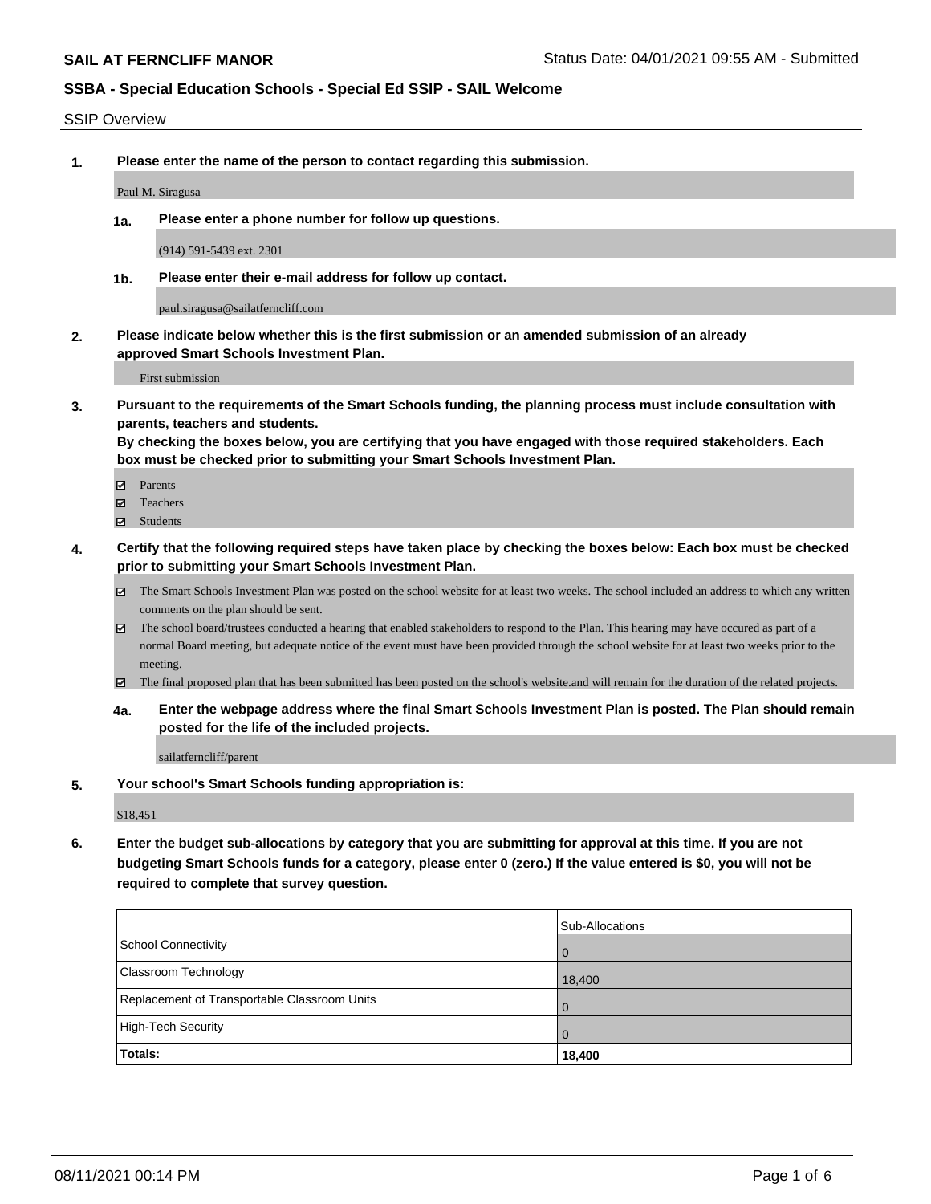**SAIL AT FERNCLIFF MANOR** Status Date: 04/01/2021 09:55 AM - Submitted

**SSBA - Special Education Schools - Special Ed SSIP - SAIL Welcome**

SSIP Overview

**1. Please enter the name of the person to contact regarding this submission.**

Paul M. Siragusa

**1a. Please enter a phone number for follow up questions.**

(914) 591-5439 ext. 2301

**1b. Please enter their e-mail address for follow up contact.**

paul.siragusa@sailatferncliff.com

**2. Please indicate below whether this is the first submission or an amended submission of an already approved Smart Schools Investment Plan.**

First submission

**3. Pursuant to the requirements of the Smart Schools funding, the planning process must include consultation with parents, teachers and students.**
**By checking the boxes below, you are certifying that you have engaged with those required stakeholders. Each box must be checked prior to submitting your Smart Schools Investment Plan.**

- ☑ Parents
- ☑ Teachers
- ☑ Students

**4. Certify that the following required steps have taken place by checking the boxes below: Each box must be checked prior to submitting your Smart Schools Investment Plan.**

- ☑ The Smart Schools Investment Plan was posted on the school website for at least two weeks. The school included an address to which any written comments on the plan should be sent.
- ☑ The school board/trustees conducted a hearing that enabled stakeholders to respond to the Plan. This hearing may have occured as part of a normal Board meeting, but adequate notice of the event must have been provided through the school website for at least two weeks prior to the meeting.
- ☑ The final proposed plan that has been submitted has been posted on the school's website.and will remain for the duration of the related projects.

**4a. Enter the webpage address where the final Smart Schools Investment Plan is posted. The Plan should remain posted for the life of the included projects.**

sailatferncliff/parent

**5. Your school's Smart Schools funding appropriation is:**

$18,451

**6. Enter the budget sub-allocations by category that you are submitting for approval at this time. If you are not budgeting Smart Schools funds for a category, please enter 0 (zero.) If the value entered is $0, you will not be required to complete that survey question.**

| | Sub-Allocations |
|---|---|
| School Connectivity | 0 |
| Classroom Technology | 18,400 |
| Replacement of Transportable Classroom Units | 0 |
| High-Tech Security | 0 |
| **Totals:** | **18,400** |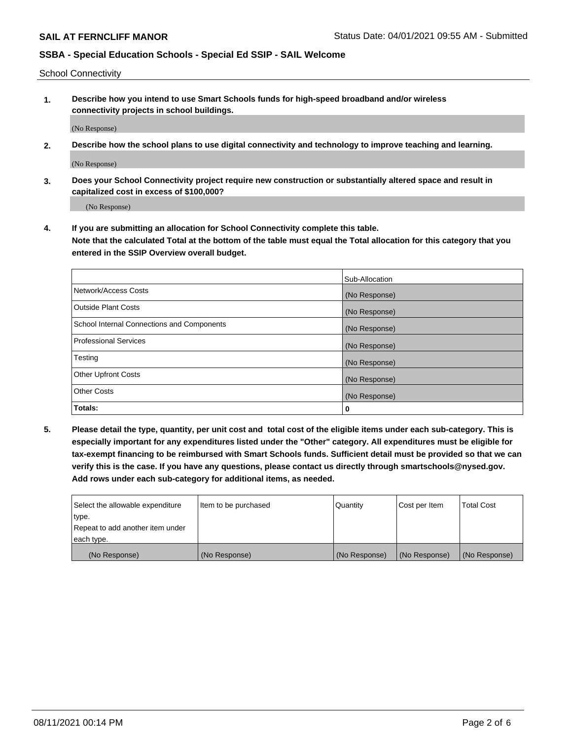School Connectivity

1. **Describe how you intend to use Smart Schools funds for high-speed broadband and/or wireless connectivity projects in school buildings.**

   (No Response)

2. **Describe how the school plans to use digital connectivity and technology to improve teaching and learning.**

   (No Response)

3. **Does your School Connectivity project require new construction or substantially altered space and result in capitalized cost in excess of $100,000?**

   (No Response)

4. **If you are submitting an allocation for School Connectivity complete this table. Note that the calculated Total at the bottom of the table must equal the Total allocation for this category that you entered in the SSIP Overview overall budget.**

| | Sub-Allocation |
|---|---|
| Network/Access Costs | (No Response) |
| Outside Plant Costs | (No Response) |
| School Internal Connections and Components | (No Response) |
| Professional Services | (No Response) |
| Testing | (No Response) |
| Other Upfront Costs | (No Response) |
| Other Costs | (No Response) |
| **Totals:** | **0** |

5. **Please detail the type, quantity, per unit cost and total cost of the eligible items under each sub-category. This is especially important for any expenditures listed under the "Other" category. All expenditures must be eligible for tax-exempt financing to be reimbursed with Smart Schools funds. Sufficient detail must be provided so that we can verify this is the case. If you have any questions, please contact us directly through smartschools@nysed.gov. Add rows under each sub-category for additional items, as needed.**

| Select the allowable expenditure type. Repeat to add another item under each type. | Item to be purchased | Quantity | Cost per Item | Total Cost |
|---|---|---|---|---|
| (No Response) | (No Response) | (No Response) | (No Response) | (No Response) |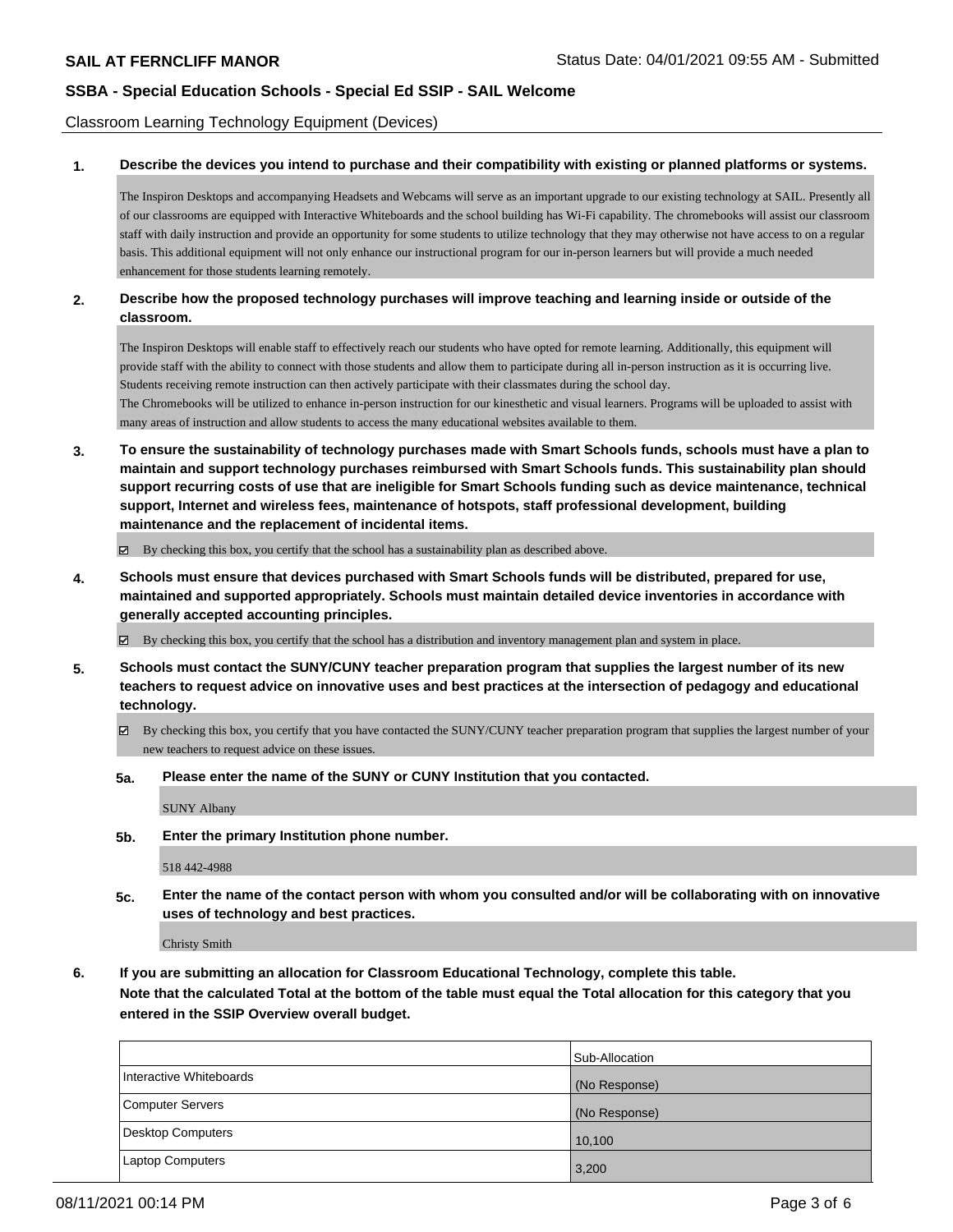SAIL AT FERNCLIFF MANOR

Status Date: 04/01/2021 09:55 AM - Submitted

**SSBA - Special Education Schools - Special Ed SSIP - SAIL Welcome**

Classroom Learning Technology Equipment (Devices)

**1. Describe the devices you intend to purchase and their compatibility with existing or planned platforms or systems.**

The Inspiron Desktops and accompanying Headsets and Webcams will serve as an important upgrade to our existing technology at SAIL. Presently all of our classrooms are equipped with Interactive Whiteboards and the school building has Wi-Fi capability. The chromebooks will assist our classroom staff with daily instruction and provide an opportunity for some students to utilize technology that they may otherwise not have access to on a regular basis. This additional equipment will not only enhance our instructional program for our in-person learners but will provide a much needed enhancement for those students learning remotely.

**2. Describe how the proposed technology purchases will improve teaching and learning inside or outside of the classroom.**

The Inspiron Desktops will enable staff to effectively reach our students who have opted for remote learning. Additionally, this equipment will provide staff with the ability to connect with those students and allow them to participate during all in-person instruction as it is occurring live. Students receiving remote instruction can then actively participate with their classmates during the school day.
The Chromebooks will be utilized to enhance in-person instruction for our kinesthetic and visual learners. Programs will be uploaded to assist with many areas of instruction and allow students to access the many educational websites available to them.

**3. To ensure the sustainability of technology purchases made with Smart Schools funds, schools must have a plan to maintain and support technology purchases reimbursed with Smart Schools funds. This sustainability plan should support recurring costs of use that are ineligible for Smart Schools funding such as device maintenance, technical support, Internet and wireless fees, maintenance of hotspots, staff professional development, building maintenance and the replacement of incidental items.**

☑ By checking this box, you certify that the school has a sustainability plan as described above.

**4. Schools must ensure that devices purchased with Smart Schools funds will be distributed, prepared for use, maintained and supported appropriately. Schools must maintain detailed device inventories in accordance with generally accepted accounting principles.**

☑ By checking this box, you certify that the school has a distribution and inventory management plan and system in place.

**5. Schools must contact the SUNY/CUNY teacher preparation program that supplies the largest number of its new teachers to request advice on innovative uses and best practices at the intersection of pedagogy and educational technology.**

☑ By checking this box, you certify that you have contacted the SUNY/CUNY teacher preparation program that supplies the largest number of your new teachers to request advice on these issues.

**5a. Please enter the name of the SUNY or CUNY Institution that you contacted.**

SUNY Albany

**5b. Enter the primary Institution phone number.**

518 442-4988

**5c. Enter the name of the contact person with whom you consulted and/or will be collaborating with on innovative uses of technology and best practices.**

Christy Smith

**6. If you are submitting an allocation for Classroom Educational Technology, complete this table.**
**Note that the calculated Total at the bottom of the table must equal the Total allocation for this category that you entered in the SSIP Overview overall budget.**

| | Sub-Allocation |
|---|---|
| Interactive Whiteboards | (No Response) |
| Computer Servers | (No Response) |
| Desktop Computers | 10,100 |
| Laptop Computers | 3,200 |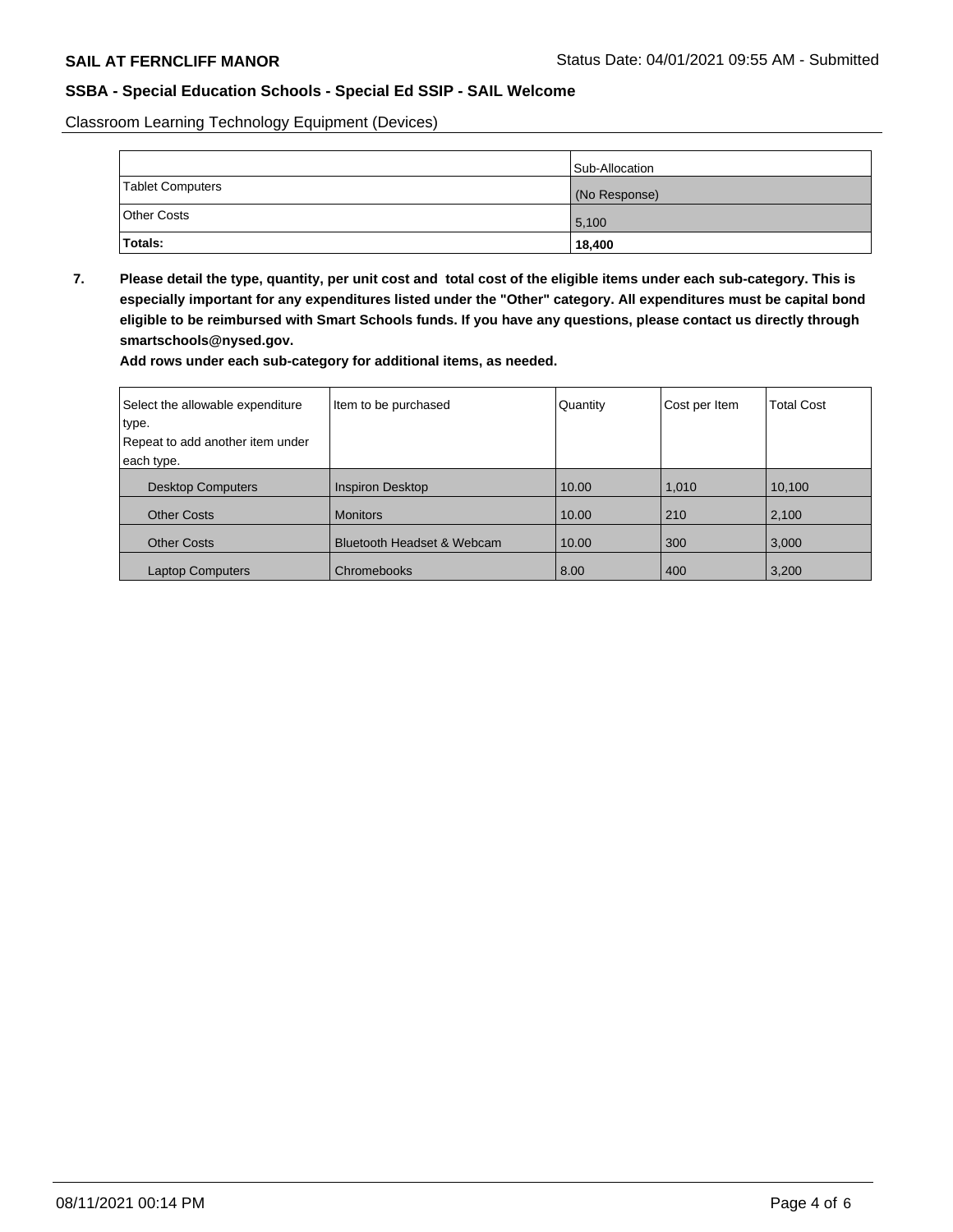Classroom Learning Technology Equipment (Devices)

| | Sub-Allocation |
|---|---|
| Tablet Computers | (No Response) |
| Other Costs | 5,100 |
| **Totals:** | **18,400** |

**7. Please detail the type, quantity, per unit cost and total cost of the eligible items under each sub-category. This is especially important for any expenditures listed under the "Other" category. All expenditures must be capital bond eligible to be reimbursed with Smart Schools funds. If you have any questions, please contact us directly through smartschools@nysed.gov.**

**Add rows under each sub-category for additional items, as needed.**

| Select the allowable expenditure type. Repeat to add another item under each type. | Item to be purchased | Quantity | Cost per Item | Total Cost |
|---|---|---|---|---|
| Desktop Computers | Inspiron Desktop | 10.00 | 1,010 | 10,100 |
| Other Costs | Monitors | 10.00 | 210 | 2,100 |
| Other Costs | Bluetooth Headset & Webcam | 10.00 | 300 | 3,000 |
| Laptop Computers | Chromebooks | 8.00 | 400 | 3,200 |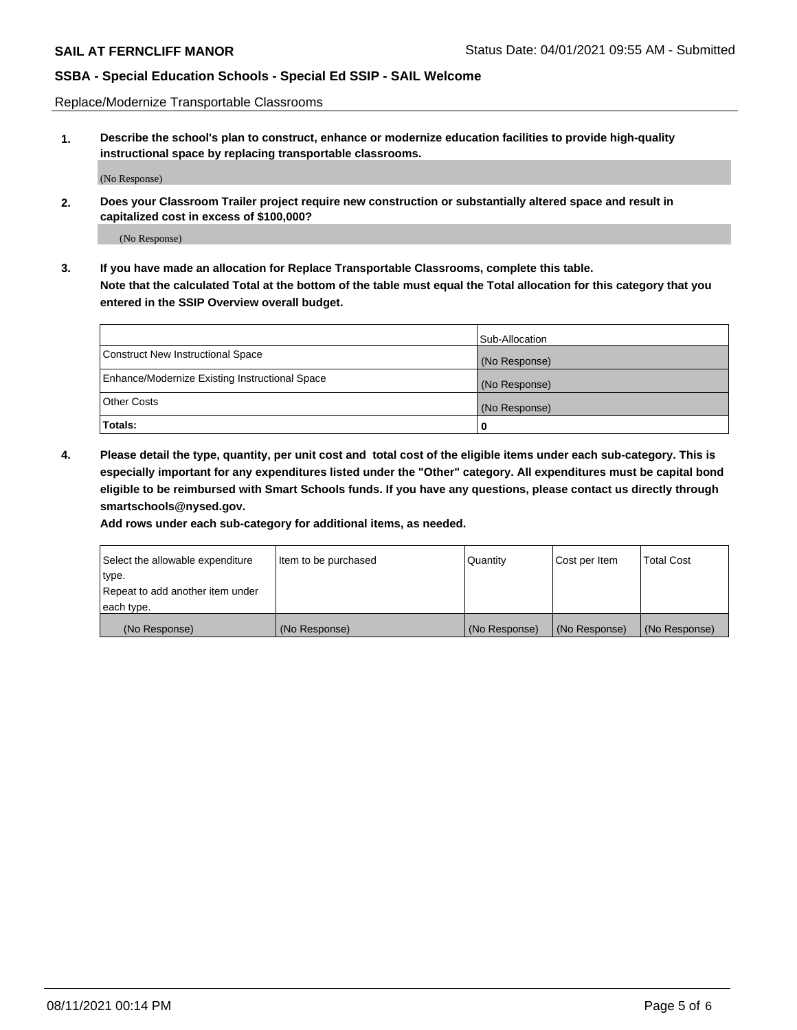Replace/Modernize Transportable Classrooms

**1. Describe the school's plan to construct, enhance or modernize education facilities to provide high-quality instructional space by replacing transportable classrooms.**

(No Response)

**2. Does your Classroom Trailer project require new construction or substantially altered space and result in capitalized cost in excess of $100,000?**

(No Response)

**3. If you have made an allocation for Replace Transportable Classrooms, complete this table. Note that the calculated Total at the bottom of the table must equal the Total allocation for this category that you entered in the SSIP Overview overall budget.**

| | Sub-Allocation |
|---|---|
| Construct New Instructional Space | (No Response) |
| Enhance/Modernize Existing Instructional Space | (No Response) |
| Other Costs | (No Response) |
| **Totals:** | **0** |

**4. Please detail the type, quantity, per unit cost and total cost of the eligible items under each sub-category. This is especially important for any expenditures listed under the "Other" category. All expenditures must be capital bond eligible to be reimbursed with Smart Schools funds. If you have any questions, please contact us directly through smartschools@nysed.gov.**

**Add rows under each sub-category for additional items, as needed.**

| Select the allowable expenditure type. Repeat to add another item under each type. | Item to be purchased | Quantity | Cost per Item | Total Cost |
|---|---|---|---|---|
| (No Response) | (No Response) | (No Response) | (No Response) | (No Response) |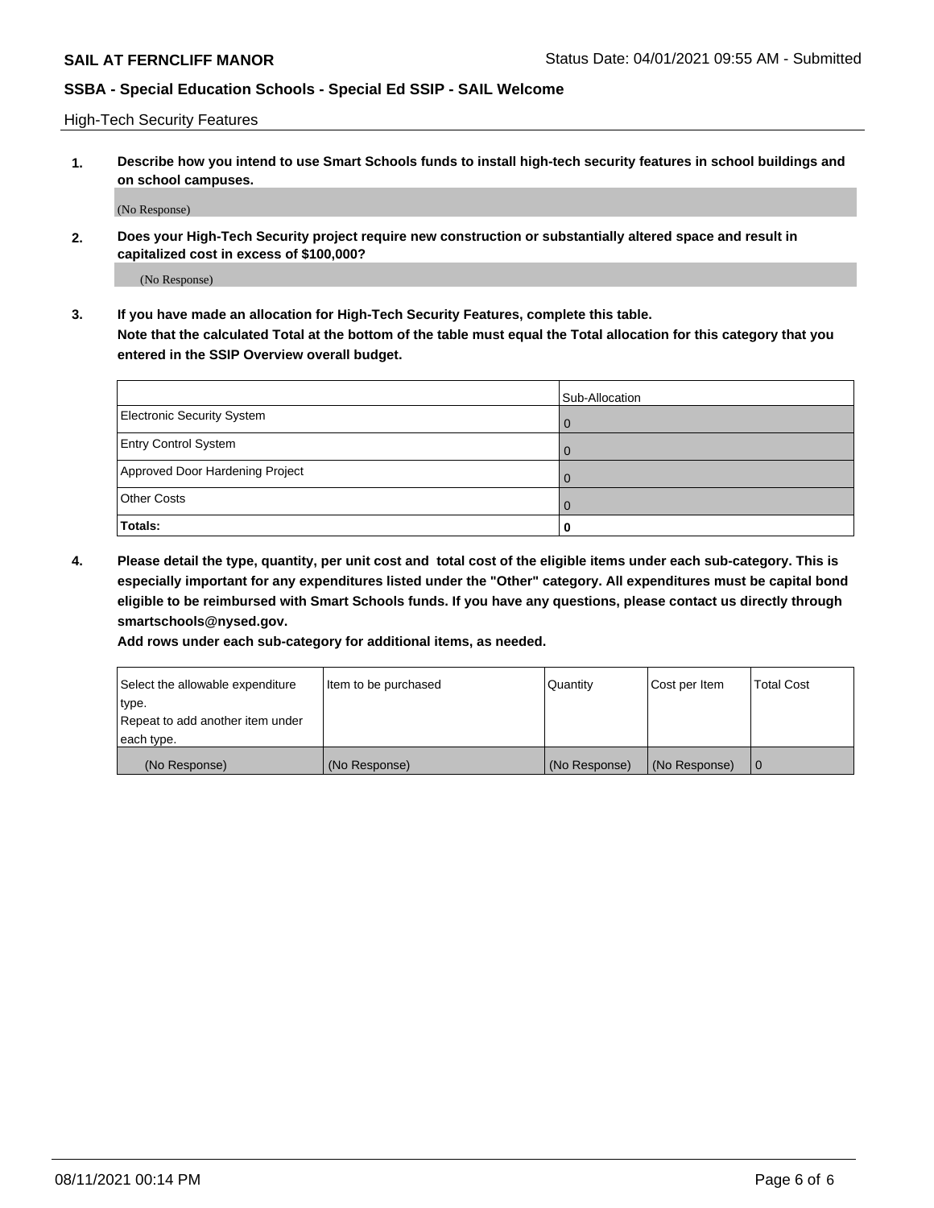High-Tech Security Features

**1. Describe how you intend to use Smart Schools funds to install high-tech security features in school buildings and on school campuses.**

(No Response)

**2. Does your High-Tech Security project require new construction or substantially altered space and result in capitalized cost in excess of $100,000?**

(No Response)

**3. If you have made an allocation for High-Tech Security Features, complete this table.**
**Note that the calculated Total at the bottom of the table must equal the Total allocation for this category that you entered in the SSIP Overview overall budget.**

| | Sub-Allocation |
|---|---|
| Electronic Security System | 0 |
| Entry Control System | 0 |
| Approved Door Hardening Project | 0 |
| Other Costs | 0 |
| **Totals:** | **0** |

**4. Please detail the type, quantity, per unit cost and total cost of the eligible items under each sub-category. This is especially important for any expenditures listed under the "Other" category. All expenditures must be capital bond eligible to be reimbursed with Smart Schools funds. If you have any questions, please contact us directly through smartschools@nysed.gov.**
**Add rows under each sub-category for additional items, as needed.**

| Select the allowable expenditure type. Repeat to add another item under each type. | Item to be purchased | Quantity | Cost per Item | Total Cost |
|---|---|---|---|---|
| (No Response) | (No Response) | (No Response) | (No Response) | 0 |